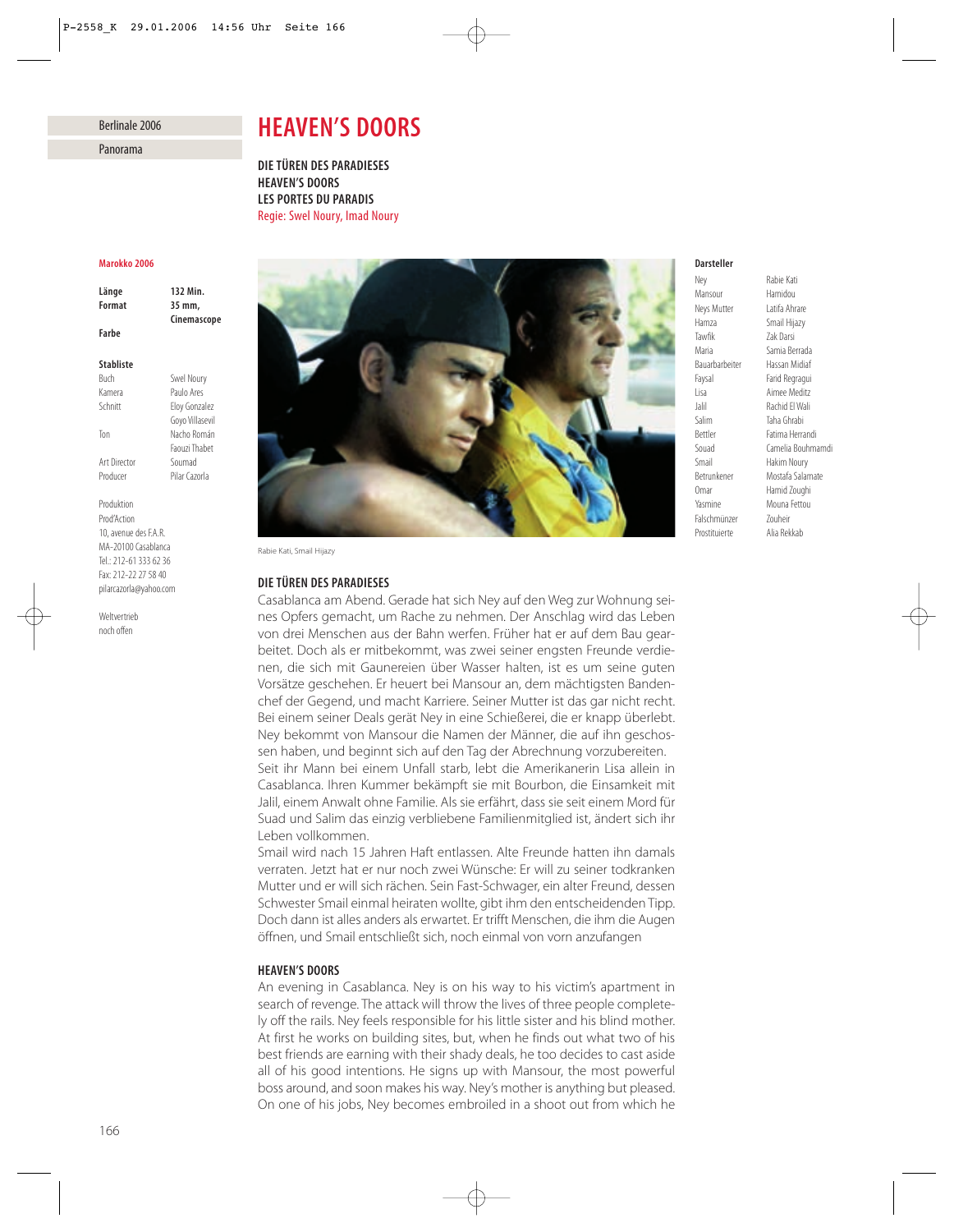Berlinale 2006

Panorama

# HEAVEN'S DOORS

**DIE TÜREN DES PARADIESES**
**HEAVEN'S DOORS**
**LES PORTES DU PARADIS**
Regie: Swel Noury, Imad Noury

**Marokko 2006**

| | |
|---|---|
| **Länge** | **132 Min.** |
| **Format** | **35 mm, Cinemascope** |
| **Farbe** | |

**Stabliste**

| | |
|---|---|
| Buch | Swel Noury |
| Kamera | Paulo Ares |
| Schnitt | Eloy Gonzalez, Goyo Villasevil |
| Ton | Nacho Román, Faouzi Thabet |
| Art Director | Soumad |
| Producer | Pilar Cazorla |

Produktion
Prod'Action
10, avenue des F.A.R.
MA-20100 Casablanca
Tel.: 212-61 333 62 36
Fax: 212-22 27 58 40
pilarcazorla@yahoo.com

Weltvertrieb
noch offen

Rabie Kati, Smail Hijazy

**Darsteller**

| | |
|---|---|
| Ney | Rabie Kati |
| Mansour | Hamidou |
| Neys Mutter | Latifa Ahrare |
| Hamza | Smail Hijazy |
| Tawfik | Zak Darsi |
| Maria | Samia Berrada |
| Bauarbarbeiter | Hassan Midiaf |
| Faysal | Farid Regragui |
| Lisa | Aimee Meditz |
| Jalil | Rachid El Wali |
| Salim | Taha Ghrabi |
| Bettler | Fatima Herrandi |
| Souad | Camelia Bouhmamdi |
| Smail | Hakim Noury |
| Betrunkener | Mostafa Salamate |
| Omar | Hamid Zoughi |
| Yasmine | Mouna Fettou |
| Falschmünzer | Zouheir |
| Prostituierte | Alia Rekkab |

## DIE TÜREN DES PARADIESES

Casablanca am Abend. Gerade hat sich Ney auf den Weg zur Wohnung seines Opfers gemacht, um Rache zu nehmen. Der Anschlag wird das Leben von drei Menschen aus der Bahn werfen. Früher hat er auf dem Bau gearbeitet. Doch als er mitbekommt, was zwei seiner engsten Freunde verdienen, die sich mit Gaunereien über Wasser halten, ist es um seine guten Vorsätze geschehen. Er heuert bei Mansour an, dem mächtigsten Bandenchef der Gegend, und macht Karriere. Seiner Mutter ist das gar nicht recht. Bei einem seiner Deals gerät Ney in eine Schießerei, die er knapp überlebt. Ney bekommt von Mansour die Namen der Männer, die auf ihn geschossen haben, und beginnt sich auf den Tag der Abrechnung vorzubereiten.
Seit ihr Mann bei einem Unfall starb, lebt die Amerikanerin Lisa allein in Casablanca. Ihren Kummer bekämpft sie mit Bourbon, die Einsamkeit mit Jalil, einem Anwalt ohne Familie. Als sie erfährt, dass sie seit einem Mord für Suad und Salim das einzig verbliebene Familienmitglied ist, ändert sich ihr Leben vollkommen.
Smail wird nach 15 Jahren Haft entlassen. Alte Freunde hatten ihn damals verraten. Jetzt hat er nur noch zwei Wünsche: Er will zu seiner todkranken Mutter und er will sich rächen. Sein Fast-Schwager, ein alter Freund, dessen Schwester Smail einmal heiraten wollte, gibt ihm den entscheidenden Tipp. Doch dann ist alles anders als erwartet. Er trifft Menschen, die ihm die Augen öffnen, und Smail entschließt sich, noch einmal von vorn anzufangen

## HEAVEN'S DOORS

An evening in Casablanca. Ney is on his way to his victim's apartment in search of revenge. The attack will throw the lives of three people completely off the rails. Ney feels responsible for his little sister and his blind mother. At first he works on building sites, but, when he finds out what two of his best friends are earning with their shady deals, he too decides to cast aside all of his good intentions. He signs up with Mansour, the most powerful boss around, and soon makes his way. Ney's mother is anything but pleased. On one of his jobs, Ney becomes embroiled in a shoot out from which he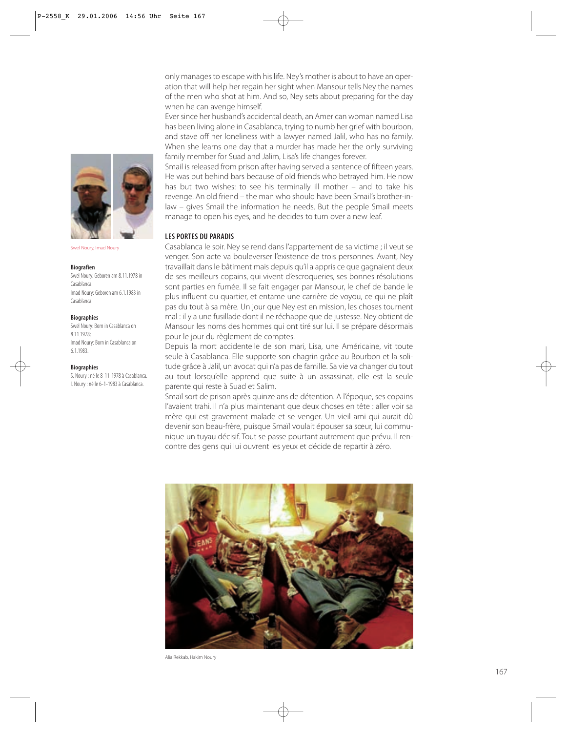only manages to escape with his life. Ney's mother is about to have an operation that will help her regain her sight when Mansour tells Ney the names of the men who shot at him. And so, Ney sets about preparing for the day when he can avenge himself.

Ever since her husband's accidental death, an American woman named Lisa has been living alone in Casablanca, trying to numb her grief with bourbon, and stave off her loneliness with a lawyer named Jalil, who has no family. When she learns one day that a murder has made her the only surviving family member for Suad and Jalim, Lisa's life changes forever.

Smail is released from prison after having served a sentence of fifteen years. He was put behind bars because of old friends who betrayed him. He now has but two wishes: to see his terminally ill mother – and to take his revenge. An old friend – the man who should have been Smail's brother-in-law – gives Smail the information he needs. But the people Smail meets manage to open his eyes, and he decides to turn over a new leaf.

Swel Noury, Imad Noury

**Biografien**

Swel Noury: Geboren am 8.11.1978 in Casablanca.
Imad Noury: Geboren am 6.1.1983 in Casablanca.

**Biographies**

Swel Noury: Born in Casablanca on 8.11.1978;
Imad Noury: Born in Casablanca on 6.1.1983.

**Biographies**

S. Noury : né le 8-11-1978 à Casablanca.
I. Noury : né le 6-1-1983 à Casablanca.

## LES PORTES DU PARADIS

Casablanca le soir. Ney se rend dans l'appartement de sa victime ; il veut se venger. Son acte va bouleverser l'existence de trois personnes. Avant, Ney travaillait dans le bâtiment mais depuis qu'il a appris ce que gagnaient deux de ses meilleurs copains, qui vivent d'escroqueries, ses bonnes résolutions sont parties en fumée. Il se fait engager par Mansour, le chef de bande le plus influent du quartier, et entame une carrière de voyou, ce qui ne plaît pas du tout à sa mère. Un jour que Ney est en mission, les choses tournent mal : il y a une fusillade dont il ne réchappe que de justesse. Ney obtient de Mansour les noms des hommes qui ont tiré sur lui. Il se prépare désormais pour le jour du règlement de comptes.

Depuis la mort accidentelle de son mari, Lisa, une Américaine, vit toute seule à Casablanca. Elle supporte son chagrin grâce au Bourbon et la solitude grâce à Jalil, un avocat qui n'a pas de famille. Sa vie va changer du tout au tout lorsqu'elle apprend que suite à un assassinat, elle est la seule parente qui reste à Suad et Salim.

Smaïl sort de prison après quinze ans de détention. A l'époque, ses copains l'avaient trahi. Il n'a plus maintenant que deux choses en tête : aller voir sa mère qui est gravement malade et se venger. Un vieil ami qui aurait dû devenir son beau-frère, puisque Smaïl voulait épouser sa sœur, lui communique un tuyau décisif. Tout se passe pourtant autrement que prévu. Il rencontre des gens qui lui ouvrent les yeux et décide de repartir à zéro.

Alia Rekkab, Hakim Noury